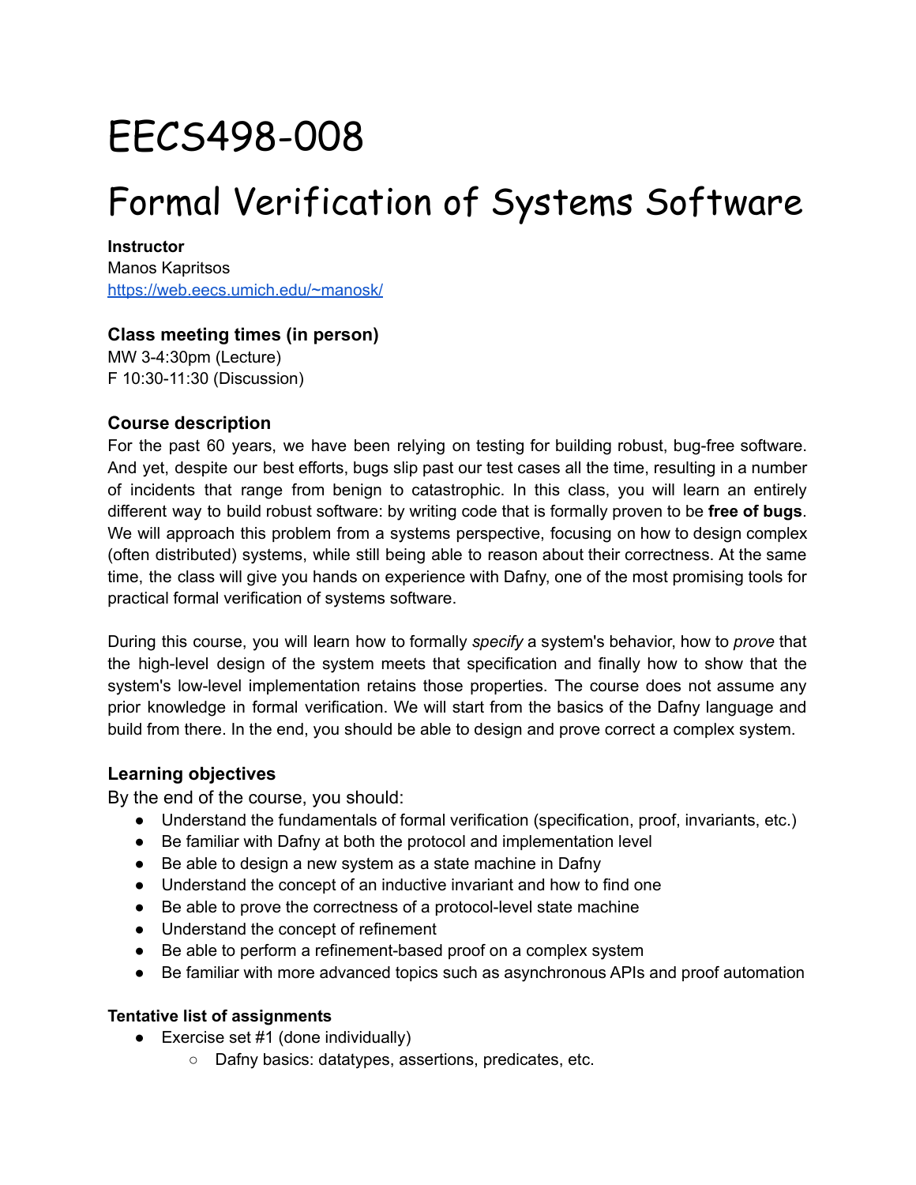# EECS498-008

# Formal Verification of Systems Software

**Instructor**
Manos Kapritsos
[https://web.eecs.umich.edu/~manosk/](https://web.eecs.umich.edu/~manosk/)

### Class meeting times (in person)

MW 3-4:30pm (Lecture)
F 10:30-11:30 (Discussion)

### Course description

For the past 60 years, we have been relying on testing for building robust, bug-free software. And yet, despite our best efforts, bugs slip past our test cases all the time, resulting in a number of incidents that range from benign to catastrophic. In this class, you will learn an entirely different way to build robust software: by writing code that is formally proven to be **free of bugs**. We will approach this problem from a systems perspective, focusing on how to design complex (often distributed) systems, while still being able to reason about their correctness. At the same time, the class will give you hands on experience with Dafny, one of the most promising tools for practical formal verification of systems software.

During this course, you will learn how to formally *specify* a system's behavior, how to *prove* that the high-level design of the system meets that specification and finally how to show that the system's low-level implementation retains those properties. The course does not assume any prior knowledge in formal verification. We will start from the basics of the Dafny language and build from there. In the end, you should be able to design and prove correct a complex system.

### Learning objectives

By the end of the course, you should:

- Understand the fundamentals of formal verification (specification, proof, invariants, etc.)
- Be familiar with Dafny at both the protocol and implementation level
- Be able to design a new system as a state machine in Dafny
- Understand the concept of an inductive invariant and how to find one
- Be able to prove the correctness of a protocol-level state machine
- Understand the concept of refinement
- Be able to perform a refinement-based proof on a complex system
- Be familiar with more advanced topics such as asynchronous APIs and proof automation

#### Tentative list of assignments

- Exercise set #1 (done individually)
  - Dafny basics: datatypes, assertions, predicates, etc.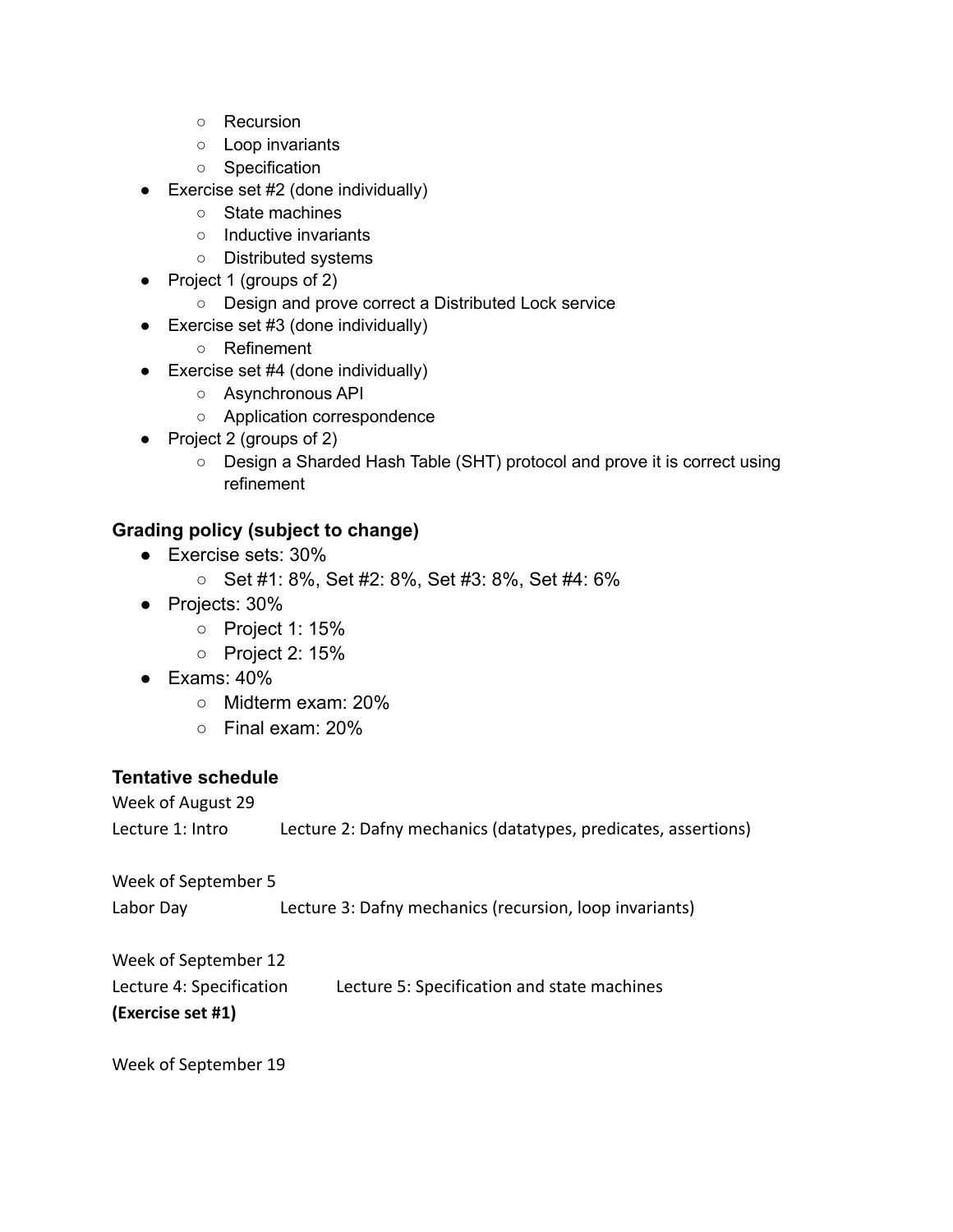- Recursion
    - Loop invariants
    - Specification
- Exercise set #2 (done individually)
    - State machines
    - Inductive invariants
    - Distributed systems
- Project 1 (groups of 2)
    - Design and prove correct a Distributed Lock service
- Exercise set #3 (done individually)
    - Refinement
- Exercise set #4 (done individually)
    - Asynchronous API
    - Application correspondence
- Project 2 (groups of 2)
    - Design a Sharded Hash Table (SHT) protocol and prove it is correct using refinement

### Grading policy (subject to change)

- Exercise sets: 30%
    - Set #1: 8%, Set #2: 8%, Set #3: 8%, Set #4: 6%
- Projects: 30%
    - Project 1: 15%
    - Project 2: 15%
- Exams: 40%
    - Midterm exam: 20%
    - Final exam: 20%

### Tentative schedule

Week of August 29

Lecture 1: Intro        Lecture 2: Dafny mechanics (datatypes, predicates, assertions)

Week of September 5

Labor Day        Lecture 3: Dafny mechanics (recursion, loop invariants)

Week of September 12

Lecture 4: Specification        Lecture 5: Specification and state machines

**(Exercise set #1)**

Week of September 19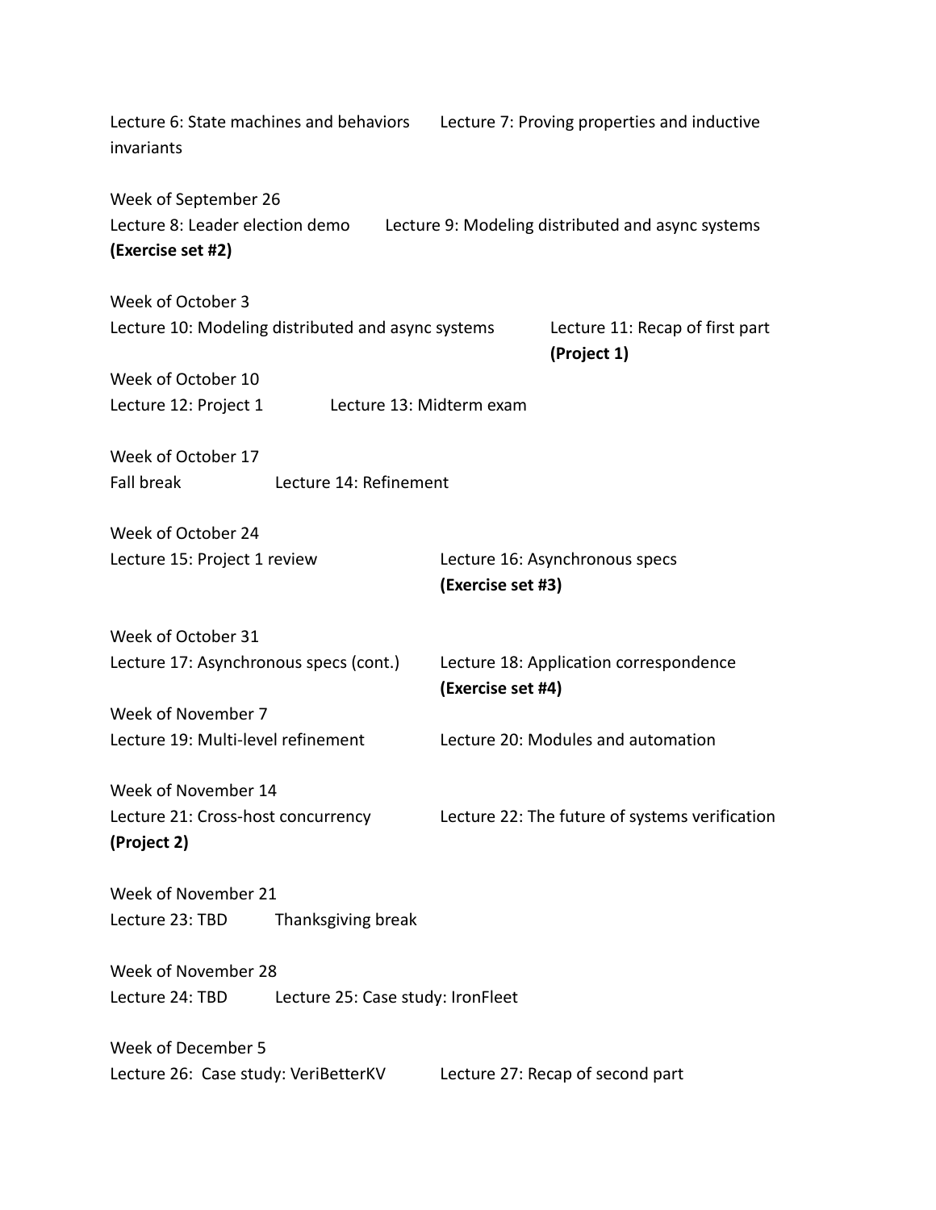Lecture 6: State machines and behaviors Lecture 7: Proving properties and inductive invariants

Week of September 26
Lecture 8: Leader election demo Lecture 9: Modeling distributed and async systems
**(Exercise set #2)**

Week of October 3
Lecture 10: Modeling distributed and async systems Lecture 11: Recap of first part
**(Project 1)**

Week of October 10
Lecture 12: Project 1 Lecture 13: Midterm exam

Week of October 17
Fall break Lecture 14: Refinement

Week of October 24
Lecture 15: Project 1 review Lecture 16: Asynchronous specs
**(Exercise set #3)**

Week of October 31
Lecture 17: Asynchronous specs (cont.) Lecture 18: Application correspondence
**(Exercise set #4)**

Week of November 7
Lecture 19: Multi-level refinement Lecture 20: Modules and automation

Week of November 14
Lecture 21: Cross-host concurrency Lecture 22: The future of systems verification
**(Project 2)**

Week of November 21
Lecture 23: TBD Thanksgiving break

Week of November 28
Lecture 24: TBD Lecture 25: Case study: IronFleet

Week of December 5
Lecture 26: Case study: VeriBetterKV Lecture 27: Recap of second part